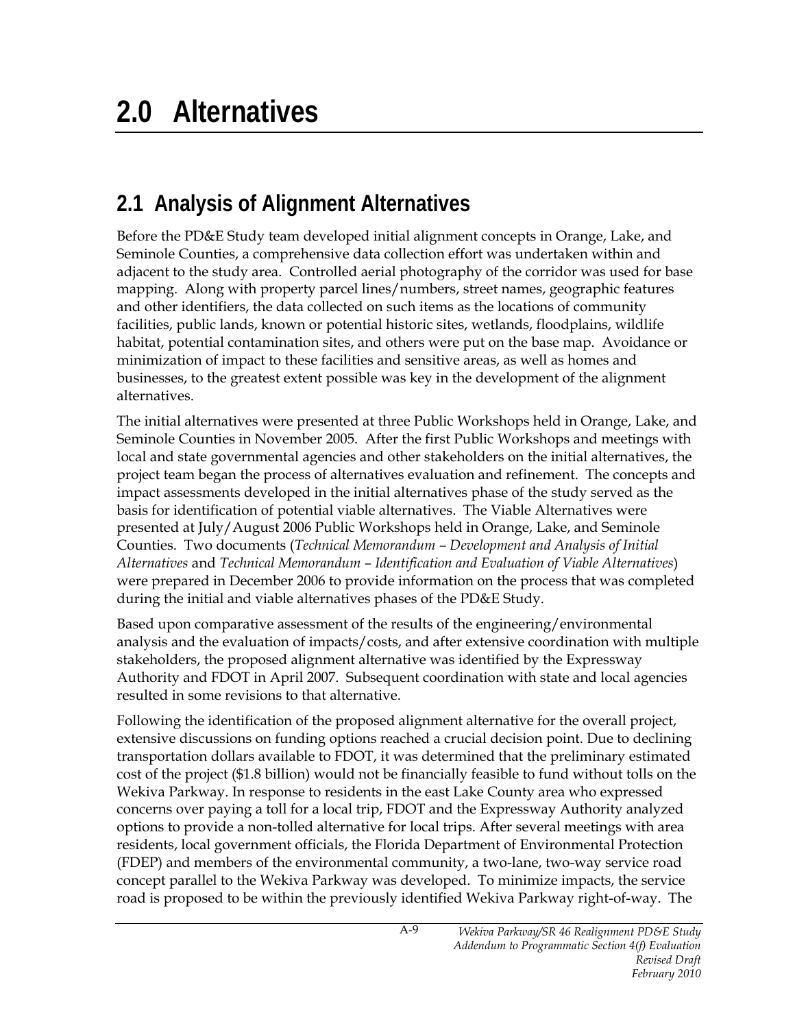# 2.0 Alternatives

## 2.1 Analysis of Alignment Alternatives

Before the PD&E Study team developed initial alignment concepts in Orange, Lake, and Seminole Counties, a comprehensive data collection effort was undertaken within and adjacent to the study area. Controlled aerial photography of the corridor was used for base mapping. Along with property parcel lines/numbers, street names, geographic features and other identifiers, the data collected on such items as the locations of community facilities, public lands, known or potential historic sites, wetlands, floodplains, wildlife habitat, potential contamination sites, and others were put on the base map. Avoidance or minimization of impact to these facilities and sensitive areas, as well as homes and businesses, to the greatest extent possible was key in the development of the alignment alternatives.

The initial alternatives were presented at three Public Workshops held in Orange, Lake, and Seminole Counties in November 2005. After the first Public Workshops and meetings with local and state governmental agencies and other stakeholders on the initial alternatives, the project team began the process of alternatives evaluation and refinement. The concepts and impact assessments developed in the initial alternatives phase of the study served as the basis for identification of potential viable alternatives. The Viable Alternatives were presented at July/August 2006 Public Workshops held in Orange, Lake, and Seminole Counties. Two documents (*Technical Memorandum – Development and Analysis of Initial Alternatives* and *Technical Memorandum – Identification and Evaluation of Viable Alternatives*) were prepared in December 2006 to provide information on the process that was completed during the initial and viable alternatives phases of the PD&E Study.

Based upon comparative assessment of the results of the engineering/environmental analysis and the evaluation of impacts/costs, and after extensive coordination with multiple stakeholders, the proposed alignment alternative was identified by the Expressway Authority and FDOT in April 2007. Subsequent coordination with state and local agencies resulted in some revisions to that alternative.

Following the identification of the proposed alignment alternative for the overall project, extensive discussions on funding options reached a crucial decision point. Due to declining transportation dollars available to FDOT, it was determined that the preliminary estimated cost of the project ($1.8 billion) would not be financially feasible to fund without tolls on the Wekiva Parkway. In response to residents in the east Lake County area who expressed concerns over paying a toll for a local trip, FDOT and the Expressway Authority analyzed options to provide a non-tolled alternative for local trips. After several meetings with area residents, local government officials, the Florida Department of Environmental Protection (FDEP) and members of the environmental community, a two-lane, two-way service road concept parallel to the Wekiva Parkway was developed. To minimize impacts, the service road is proposed to be within the previously identified Wekiva Parkway right-of-way. The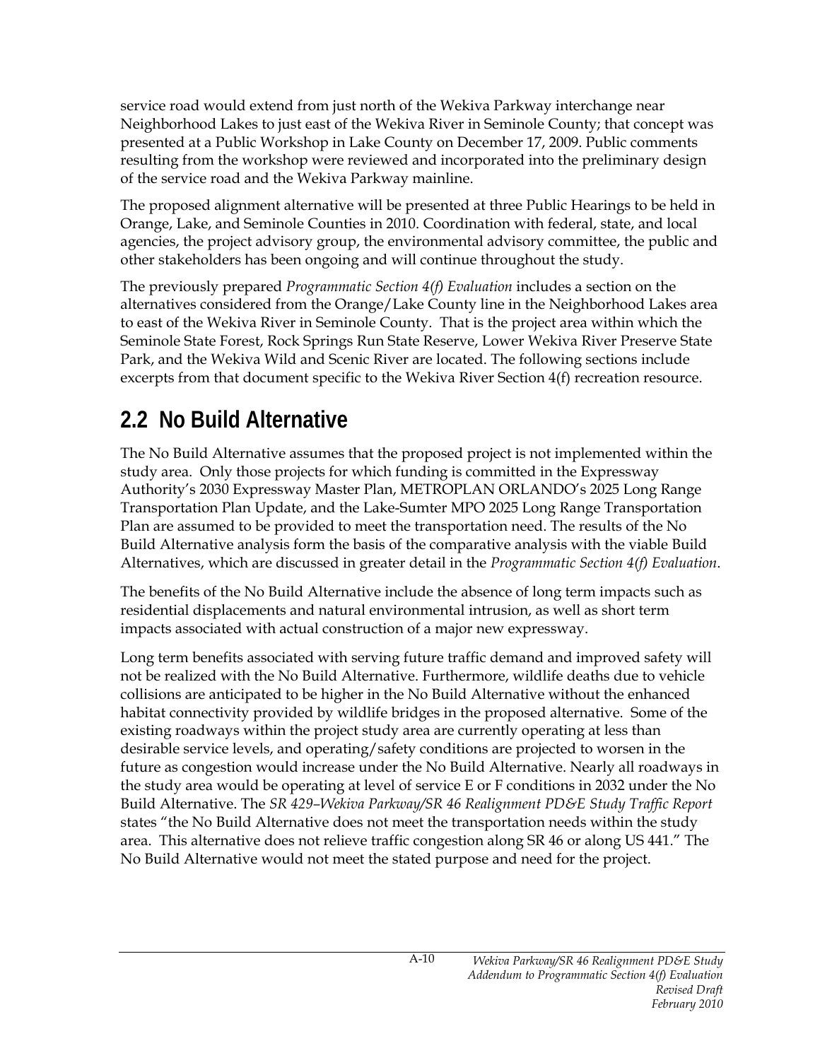service road would extend from just north of the Wekiva Parkway interchange near Neighborhood Lakes to just east of the Wekiva River in Seminole County; that concept was presented at a Public Workshop in Lake County on December 17, 2009. Public comments resulting from the workshop were reviewed and incorporated into the preliminary design of the service road and the Wekiva Parkway mainline.

The proposed alignment alternative will be presented at three Public Hearings to be held in Orange, Lake, and Seminole Counties in 2010. Coordination with federal, state, and local agencies, the project advisory group, the environmental advisory committee, the public and other stakeholders has been ongoing and will continue throughout the study.

The previously prepared *Programmatic Section 4(f) Evaluation* includes a section on the alternatives considered from the Orange/Lake County line in the Neighborhood Lakes area to east of the Wekiva River in Seminole County. That is the project area within which the Seminole State Forest, Rock Springs Run State Reserve, Lower Wekiva River Preserve State Park, and the Wekiva Wild and Scenic River are located. The following sections include excerpts from that document specific to the Wekiva River Section 4(f) recreation resource.

## 2.2 No Build Alternative

The No Build Alternative assumes that the proposed project is not implemented within the study area. Only those projects for which funding is committed in the Expressway Authority's 2030 Expressway Master Plan, METROPLAN ORLANDO's 2025 Long Range Transportation Plan Update, and the Lake-Sumter MPO 2025 Long Range Transportation Plan are assumed to be provided to meet the transportation need. The results of the No Build Alternative analysis form the basis of the comparative analysis with the viable Build Alternatives, which are discussed in greater detail in the *Programmatic Section 4(f) Evaluation*.

The benefits of the No Build Alternative include the absence of long term impacts such as residential displacements and natural environmental intrusion, as well as short term impacts associated with actual construction of a major new expressway.

Long term benefits associated with serving future traffic demand and improved safety will not be realized with the No Build Alternative. Furthermore, wildlife deaths due to vehicle collisions are anticipated to be higher in the No Build Alternative without the enhanced habitat connectivity provided by wildlife bridges in the proposed alternative. Some of the existing roadways within the project study area are currently operating at less than desirable service levels, and operating/safety conditions are projected to worsen in the future as congestion would increase under the No Build Alternative. Nearly all roadways in the study area would be operating at level of service E or F conditions in 2032 under the No Build Alternative. The *SR 429–Wekiva Parkway/SR 46 Realignment PD&E Study Traffic Report* states "the No Build Alternative does not meet the transportation needs within the study area. This alternative does not relieve traffic congestion along SR 46 or along US 441." The No Build Alternative would not meet the stated purpose and need for the project.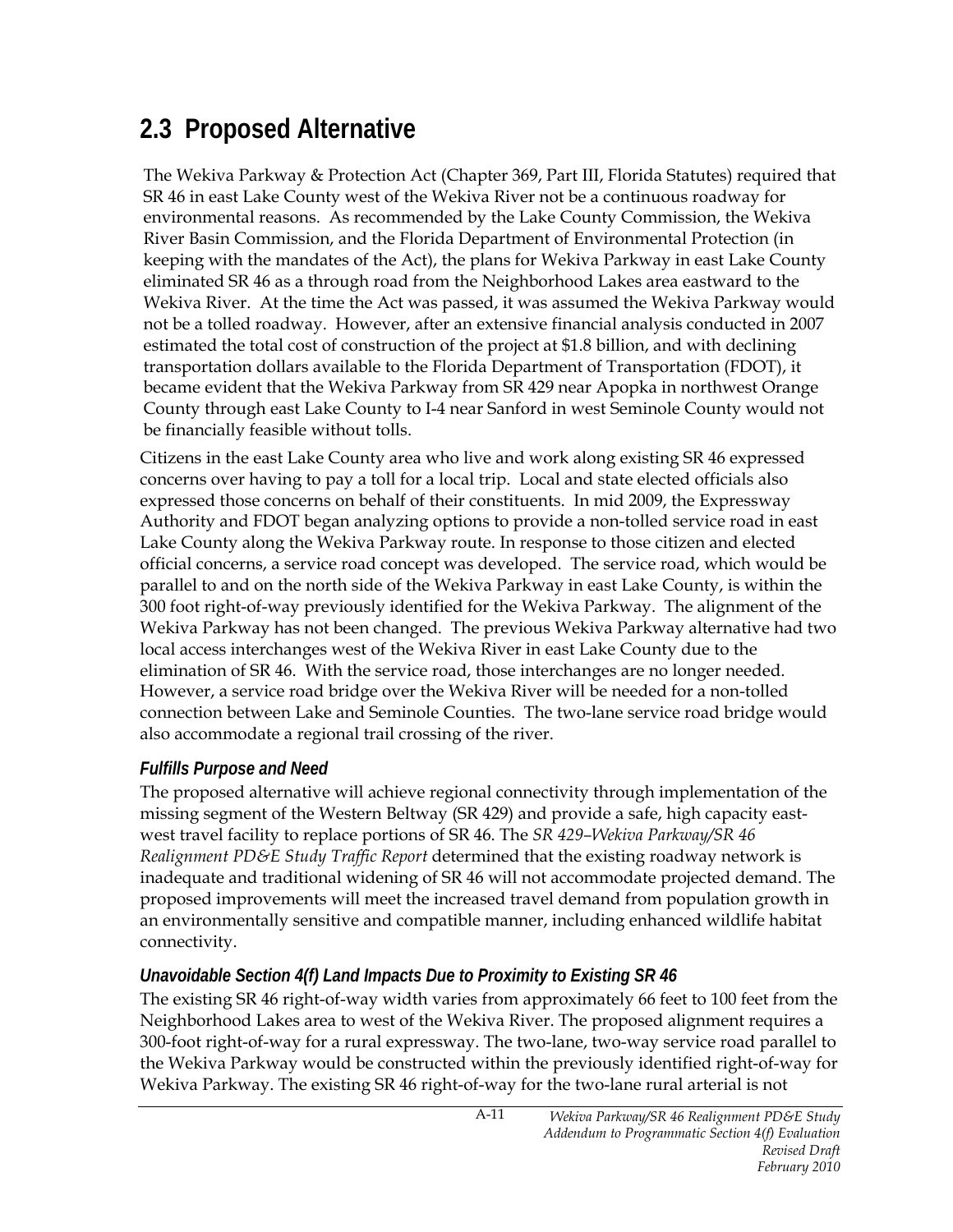## 2.3 Proposed Alternative

The Wekiva Parkway & Protection Act (Chapter 369, Part III, Florida Statutes) required that SR 46 in east Lake County west of the Wekiva River not be a continuous roadway for environmental reasons. As recommended by the Lake County Commission, the Wekiva River Basin Commission, and the Florida Department of Environmental Protection (in keeping with the mandates of the Act), the plans for Wekiva Parkway in east Lake County eliminated SR 46 as a through road from the Neighborhood Lakes area eastward to the Wekiva River. At the time the Act was passed, it was assumed the Wekiva Parkway would not be a tolled roadway. However, after an extensive financial analysis conducted in 2007 estimated the total cost of construction of the project at $1.8 billion, and with declining transportation dollars available to the Florida Department of Transportation (FDOT), it became evident that the Wekiva Parkway from SR 429 near Apopka in northwest Orange County through east Lake County to I-4 near Sanford in west Seminole County would not be financially feasible without tolls.

Citizens in the east Lake County area who live and work along existing SR 46 expressed concerns over having to pay a toll for a local trip. Local and state elected officials also expressed those concerns on behalf of their constituents. In mid 2009, the Expressway Authority and FDOT began analyzing options to provide a non-tolled service road in east Lake County along the Wekiva Parkway route. In response to those citizen and elected official concerns, a service road concept was developed. The service road, which would be parallel to and on the north side of the Wekiva Parkway in east Lake County, is within the 300 foot right-of-way previously identified for the Wekiva Parkway. The alignment of the Wekiva Parkway has not been changed. The previous Wekiva Parkway alternative had two local access interchanges west of the Wekiva River in east Lake County due to the elimination of SR 46. With the service road, those interchanges are no longer needed. However, a service road bridge over the Wekiva River will be needed for a non-tolled connection between Lake and Seminole Counties. The two-lane service road bridge would also accommodate a regional trail crossing of the river.

### *Fulfills Purpose and Need*

The proposed alternative will achieve regional connectivity through implementation of the missing segment of the Western Beltway (SR 429) and provide a safe, high capacity east-west travel facility to replace portions of SR 46. The *SR 429–Wekiva Parkway/SR 46 Realignment PD&E Study Traffic Report* determined that the existing roadway network is inadequate and traditional widening of SR 46 will not accommodate projected demand. The proposed improvements will meet the increased travel demand from population growth in an environmentally sensitive and compatible manner, including enhanced wildlife habitat connectivity.

### *Unavoidable Section 4(f) Land Impacts Due to Proximity to Existing SR 46*

The existing SR 46 right-of-way width varies from approximately 66 feet to 100 feet from the Neighborhood Lakes area to west of the Wekiva River. The proposed alignment requires a 300-foot right-of-way for a rural expressway. The two-lane, two-way service road parallel to the Wekiva Parkway would be constructed within the previously identified right-of-way for Wekiva Parkway. The existing SR 46 right-of-way for the two-lane rural arterial is not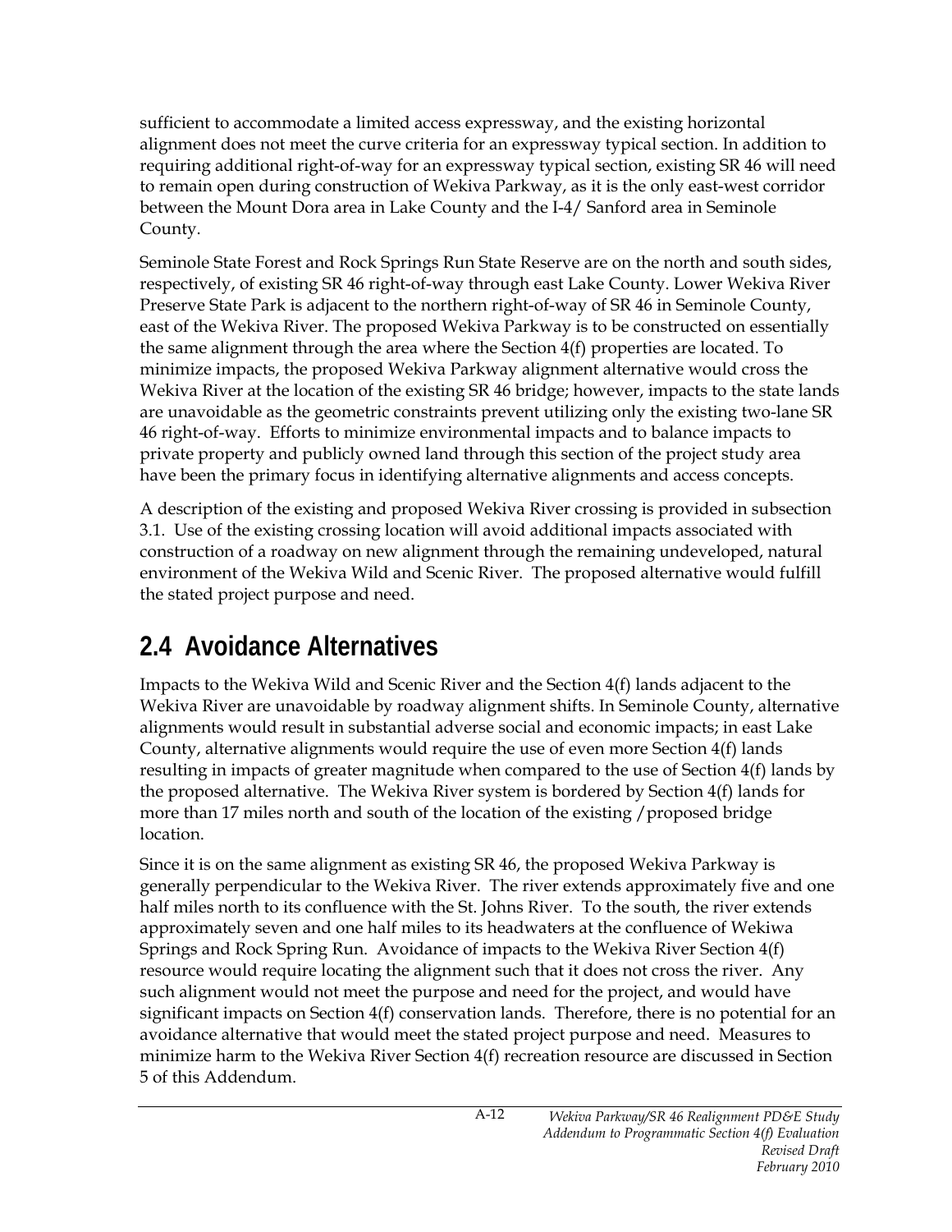sufficient to accommodate a limited access expressway, and the existing horizontal alignment does not meet the curve criteria for an expressway typical section. In addition to requiring additional right-of-way for an expressway typical section, existing SR 46 will need to remain open during construction of Wekiva Parkway, as it is the only east-west corridor between the Mount Dora area in Lake County and the I-4/ Sanford area in Seminole County.

Seminole State Forest and Rock Springs Run State Reserve are on the north and south sides, respectively, of existing SR 46 right-of-way through east Lake County. Lower Wekiva River Preserve State Park is adjacent to the northern right-of-way of SR 46 in Seminole County, east of the Wekiva River. The proposed Wekiva Parkway is to be constructed on essentially the same alignment through the area where the Section 4(f) properties are located. To minimize impacts, the proposed Wekiva Parkway alignment alternative would cross the Wekiva River at the location of the existing SR 46 bridge; however, impacts to the state lands are unavoidable as the geometric constraints prevent utilizing only the existing two-lane SR 46 right-of-way. Efforts to minimize environmental impacts and to balance impacts to private property and publicly owned land through this section of the project study area have been the primary focus in identifying alternative alignments and access concepts.

A description of the existing and proposed Wekiva River crossing is provided in subsection 3.1. Use of the existing crossing location will avoid additional impacts associated with construction of a roadway on new alignment through the remaining undeveloped, natural environment of the Wekiva Wild and Scenic River. The proposed alternative would fulfill the stated project purpose and need.

## 2.4 Avoidance Alternatives

Impacts to the Wekiva Wild and Scenic River and the Section 4(f) lands adjacent to the Wekiva River are unavoidable by roadway alignment shifts. In Seminole County, alternative alignments would result in substantial adverse social and economic impacts; in east Lake County, alternative alignments would require the use of even more Section 4(f) lands resulting in impacts of greater magnitude when compared to the use of Section 4(f) lands by the proposed alternative. The Wekiva River system is bordered by Section 4(f) lands for more than 17 miles north and south of the location of the existing /proposed bridge location.

Since it is on the same alignment as existing SR 46, the proposed Wekiva Parkway is generally perpendicular to the Wekiva River. The river extends approximately five and one half miles north to its confluence with the St. Johns River. To the south, the river extends approximately seven and one half miles to its headwaters at the confluence of Wekiwa Springs and Rock Spring Run. Avoidance of impacts to the Wekiva River Section 4(f) resource would require locating the alignment such that it does not cross the river. Any such alignment would not meet the purpose and need for the project, and would have significant impacts on Section 4(f) conservation lands. Therefore, there is no potential for an avoidance alternative that would meet the stated project purpose and need. Measures to minimize harm to the Wekiva River Section 4(f) recreation resource are discussed in Section 5 of this Addendum.